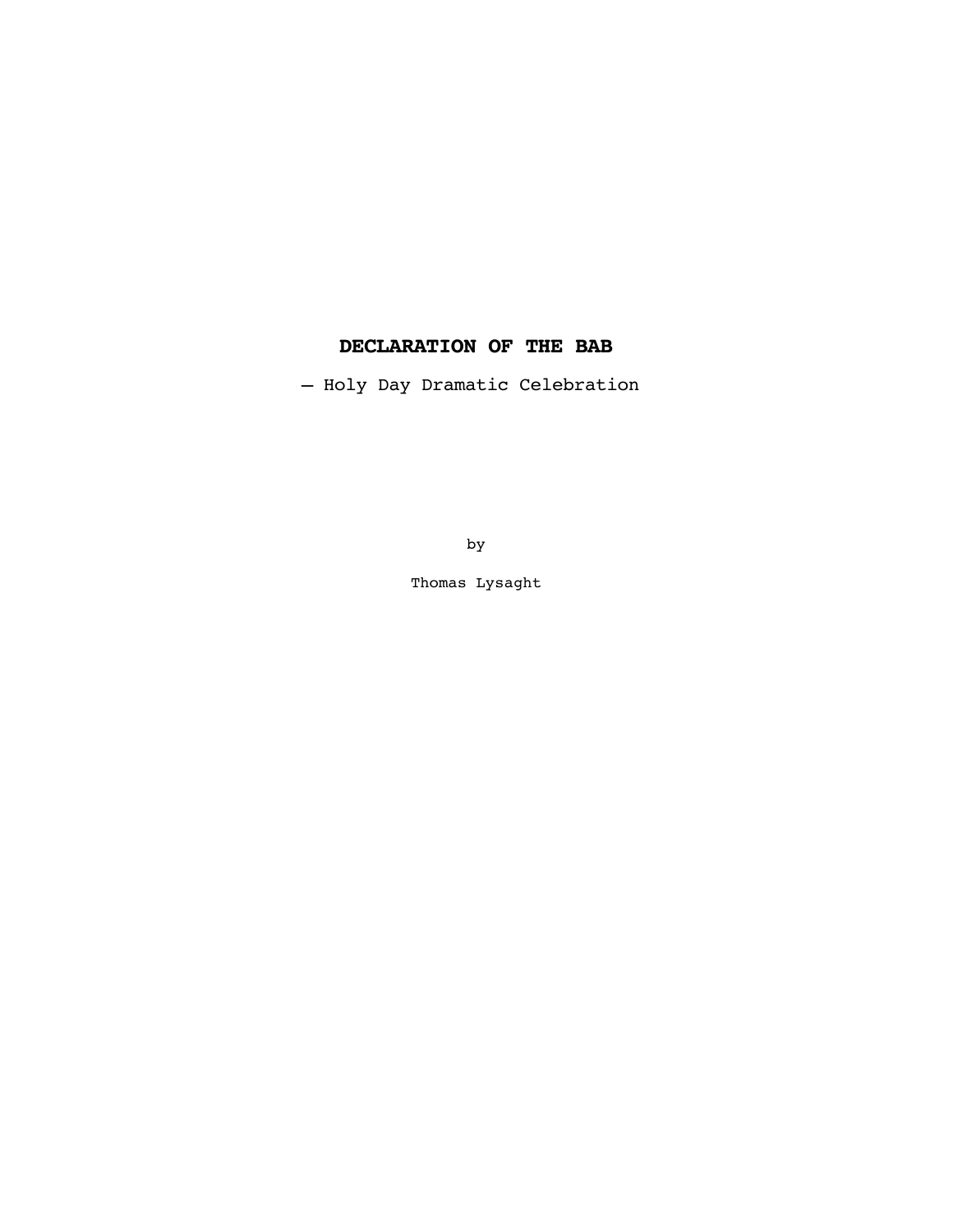# DECLARATION OF THE BAB

— Holy Day Dramatic Celebration

by

Thomas Lysaght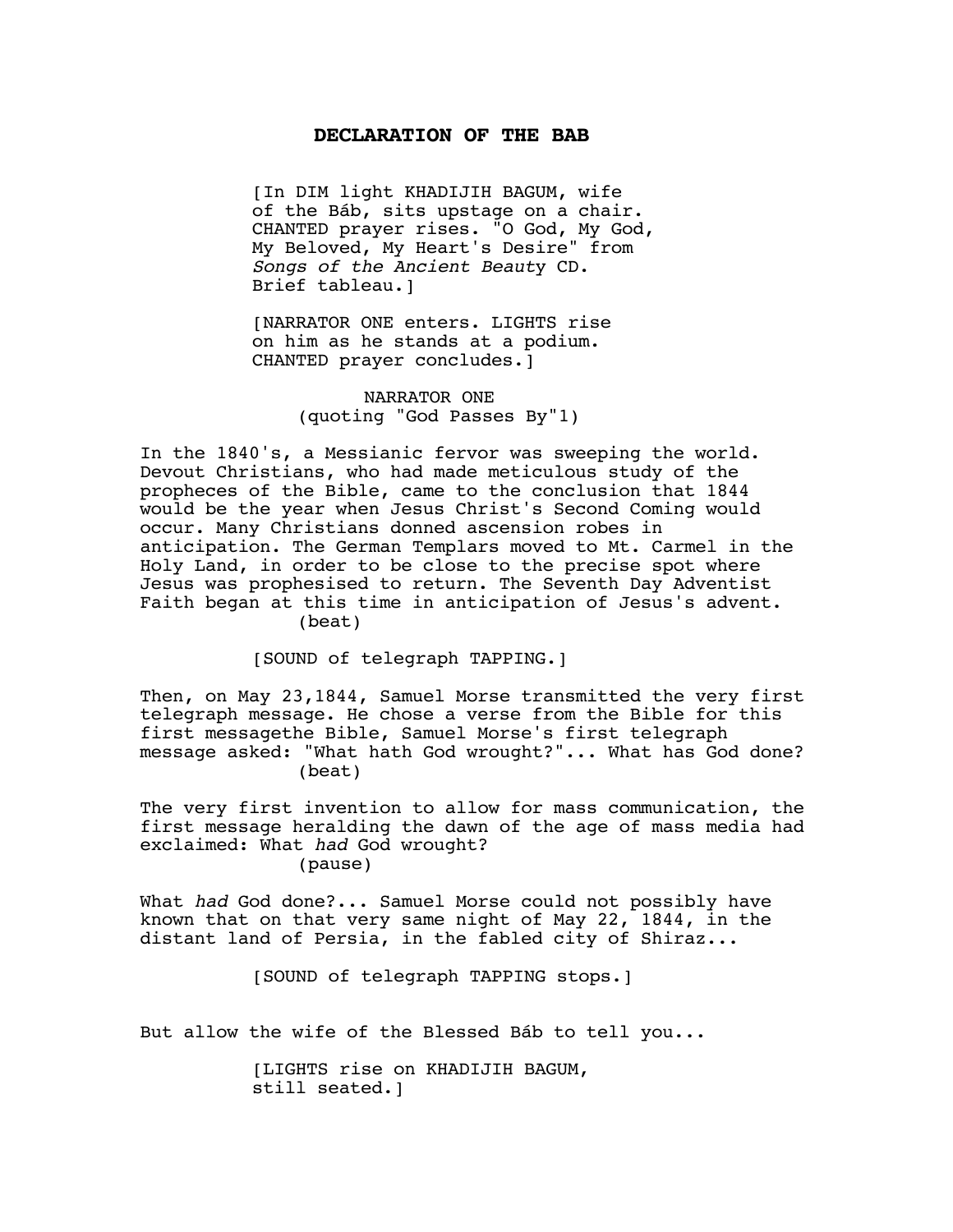## DECLARATION OF THE BAB

[In DIM light KHADIJIH BAGUM, wife of the Báb, sits upstage on a chair. CHANTED prayer rises. "O God, My God, My Beloved, My Heart's Desire" from *Songs of the Ancient Beaut*y CD. Brief tableau.]

[NARRATOR ONE enters. LIGHTS rise on him as he stands at a podium. CHANTED prayer concludes.]

NARRATOR ONE
(quoting "God Passes By"1)

In the 1840's, a Messianic fervor was sweeping the world. Devout Christians, who had made meticulous study of the propheces of the Bible, came to the conclusion that 1844 would be the year when Jesus Christ's Second Coming would occur. Many Christians donned ascension robes in anticipation. The German Templars moved to Mt. Carmel in the Holy Land, in order to be close to the precise spot where Jesus was prophesised to return. The Seventh Day Adventist Faith began at this time in anticipation of Jesus's advent.
(beat)

[SOUND of telegraph TAPPING.]

Then, on May 23,1844, Samuel Morse transmitted the very first telegraph message. He chose a verse from the Bible for this first messagethe Bible, Samuel Morse's first telegraph message asked: "What hath God wrought?"... What has God done?
(beat)

The very first invention to allow for mass communication, the first message heralding the dawn of the age of mass media had exclaimed: What *had* God wrought?
(pause)

What *had* God done?... Samuel Morse could not possibly have known that on that very same night of May 22, 1844, in the distant land of Persia, in the fabled city of Shiraz...

[SOUND of telegraph TAPPING stops.]

But allow the wife of the Blessed Báb to tell you...

[LIGHTS rise on KHADIJIH BAGUM, still seated.]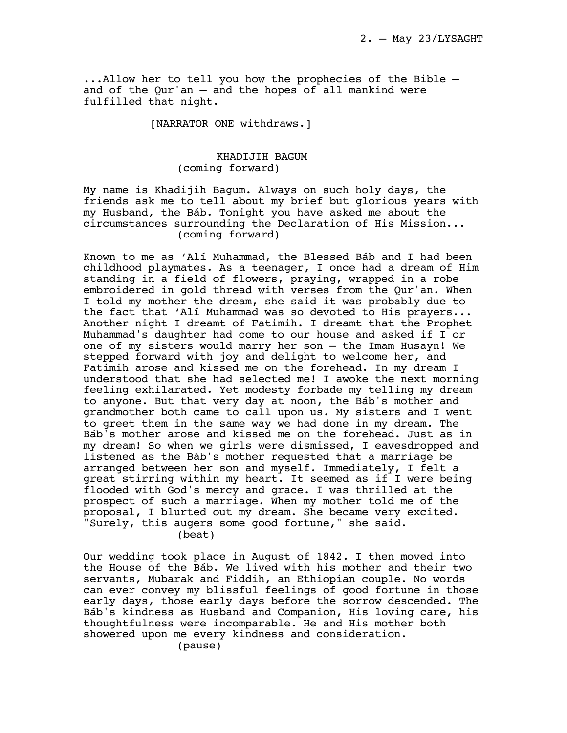...Allow her to tell you how the prophecies of the Bible — and of the Qur'an — and the hopes of all mankind were fulfilled that night.

[NARRATOR ONE withdraws.]

KHADIJIH BAGUM
(coming forward)

My name is Khadijih Bagum. Always on such holy days, the friends ask me to tell about my brief but glorious years with my Husband, the Báb. Tonight you have asked me about the circumstances surrounding the Declaration of His Mission...
(coming forward)

Known to me as 'Alí Muhammad, the Blessed Báb and I had been childhood playmates. As a teenager, I once had a dream of Him standing in a field of flowers, praying, wrapped in a robe embroidered in gold thread with verses from the Qur'an. When I told my mother the dream, she said it was probably due to the fact that 'Alí Muhammad was so devoted to His prayers... Another night I dreamt of Fatimih. I dreamt that the Prophet Muhammad's daughter had come to our house and asked if I or one of my sisters would marry her son — the Imam Husayn! We stepped forward with joy and delight to welcome her, and Fatimih arose and kissed me on the forehead. In my dream I understood that she had selected me! I awoke the next morning feeling exhilarated. Yet modesty forbade my telling my dream to anyone. But that very day at noon, the Báb's mother and grandmother both came to call upon us. My sisters and I went to greet them in the same way we had done in my dream. The Báb's mother arose and kissed me on the forehead. Just as in my dream! So when we girls were dismissed, I eavesdropped and listened as the Báb's mother requested that a marriage be arranged between her son and myself. Immediately, I felt a great stirring within my heart. It seemed as if I were being flooded with God's mercy and grace. I was thrilled at the prospect of such a marriage. When my mother told me of the proposal, I blurted out my dream. She became very excited. "Surely, this augers some good fortune," she said.
(beat)

Our wedding took place in August of 1842. I then moved into the House of the Báb. We lived with his mother and their two servants, Mubarak and Fiddih, an Ethiopian couple. No words can ever convey my blissful feelings of good fortune in those early days, those early days before the sorrow descended. The Báb's kindness as Husband and Companion, His loving care, his thoughtfulness were incomparable. He and His mother both showered upon me every kindness and consideration.
(pause)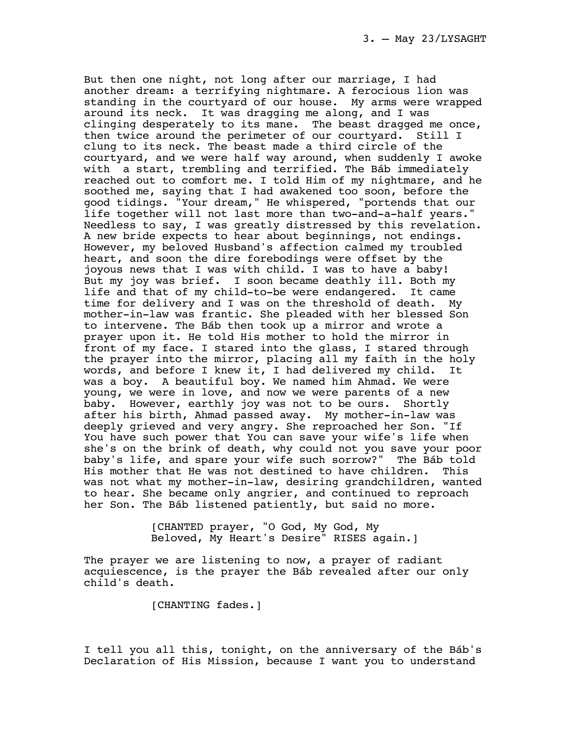But then one night, not long after our marriage, I had another dream: a terrifying nightmare. A ferocious lion was standing in the courtyard of our house. My arms were wrapped around its neck. It was dragging me along, and I was clinging desperately to its mane. The beast dragged me once, then twice around the perimeter of our courtyard. Still I clung to its neck. The beast made a third circle of the courtyard, and we were half way around, when suddenly I awoke with a start, trembling and terrified. The Báb immediately reached out to comfort me. I told Him of my nightmare, and he soothed me, saying that I had awakened too soon, before the good tidings. "Your dream," He whispered, "portends that our life together will not last more than two-and-a-half years." Needless to say, I was greatly distressed by this revelation. A new bride expects to hear about beginnings, not endings. However, my beloved Husband's affection calmed my troubled heart, and soon the dire forebodings were offset by the joyous news that I was with child. I was to have a baby! But my joy was brief. I soon became deathly ill. Both my life and that of my child-to-be were endangered. It came time for delivery and I was on the threshold of death. My mother-in-law was frantic. She pleaded with her blessed Son to intervene. The Báb then took up a mirror and wrote a prayer upon it. He told His mother to hold the mirror in front of my face. I stared into the glass, I stared through the prayer into the mirror, placing all my faith in the holy words, and before I knew it, I had delivered my child. It was a boy. A beautiful boy. We named him Ahmad. We were young, we were in love, and now we were parents of a new baby. However, earthly joy was not to be ours. Shortly after his birth, Ahmad passed away. My mother-in-law was deeply grieved and very angry. She reproached her Son. "If You have such power that You can save your wife's life when she's on the brink of death, why could not you save your poor baby's life, and spare your wife such sorrow?" The Báb told His mother that He was not destined to have children. This was not what my mother-in-law, desiring grandchildren, wanted to hear. She became only angrier, and continued to reproach her Son. The Báb listened patiently, but said no more.

[CHANTED prayer, "O God, My God, My Beloved, My Heart's Desire" RISES again.]

The prayer we are listening to now, a prayer of radiant acquiescence, is the prayer the Báb revealed after our only child's death.

[CHANTING fades.]

I tell you all this, tonight, on the anniversary of the Báb's Declaration of His Mission, because I want you to understand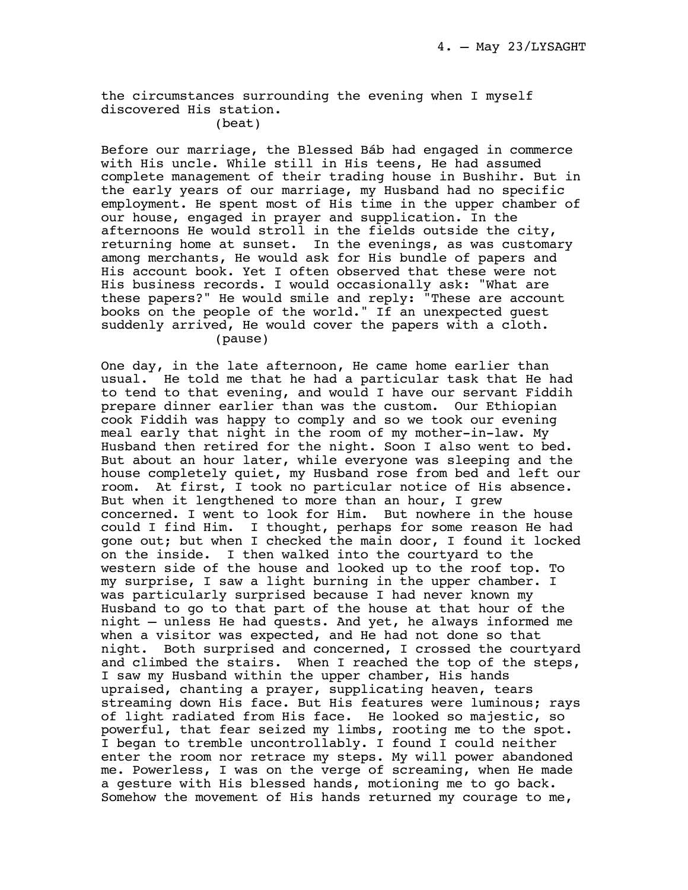the circumstances surrounding the evening when I myself discovered His station.

(beat)

Before our marriage, the Blessed Báb had engaged in commerce with His uncle. While still in His teens, He had assumed complete management of their trading house in Bushihr. But in the early years of our marriage, my Husband had no specific employment. He spent most of His time in the upper chamber of our house, engaged in prayer and supplication. In the afternoons He would stroll in the fields outside the city, returning home at sunset. In the evenings, as was customary among merchants, He would ask for His bundle of papers and His account book. Yet I often observed that these were not His business records. I would occasionally ask: "What are these papers?" He would smile and reply: "These are account books on the people of the world." If an unexpected guest suddenly arrived, He would cover the papers with a cloth.

(pause)

One day, in the late afternoon, He came home earlier than usual. He told me that he had a particular task that He had to tend to that evening, and would I have our servant Fiddih prepare dinner earlier than was the custom. Our Ethiopian cook Fiddih was happy to comply and so we took our evening meal early that night in the room of my mother-in-law. My Husband then retired for the night. Soon I also went to bed. But about an hour later, while everyone was sleeping and the house completely quiet, my Husband rose from bed and left our room. At first, I took no particular notice of His absence. But when it lengthened to more than an hour, I grew concerned. I went to look for Him. But nowhere in the house could I find Him. I thought, perhaps for some reason He had gone out; but when I checked the main door, I found it locked on the inside. I then walked into the courtyard to the western side of the house and looked up to the roof top. To my surprise, I saw a light burning in the upper chamber. I was particularly surprised because I had never known my Husband to go to that part of the house at that hour of the night – unless He had quests. And yet, he always informed me when a visitor was expected, and He had not done so that night. Both surprised and concerned, I crossed the courtyard and climbed the stairs. When I reached the top of the steps, I saw my Husband within the upper chamber, His hands upraised, chanting a prayer, supplicating heaven, tears streaming down His face. But His features were luminous; rays of light radiated from His face. He looked so majestic, so powerful, that fear seized my limbs, rooting me to the spot. I began to tremble uncontrollably. I found I could neither enter the room nor retrace my steps. My will power abandoned me. Powerless, I was on the verge of screaming, when He made a gesture with His blessed hands, motioning me to go back. Somehow the movement of His hands returned my courage to me,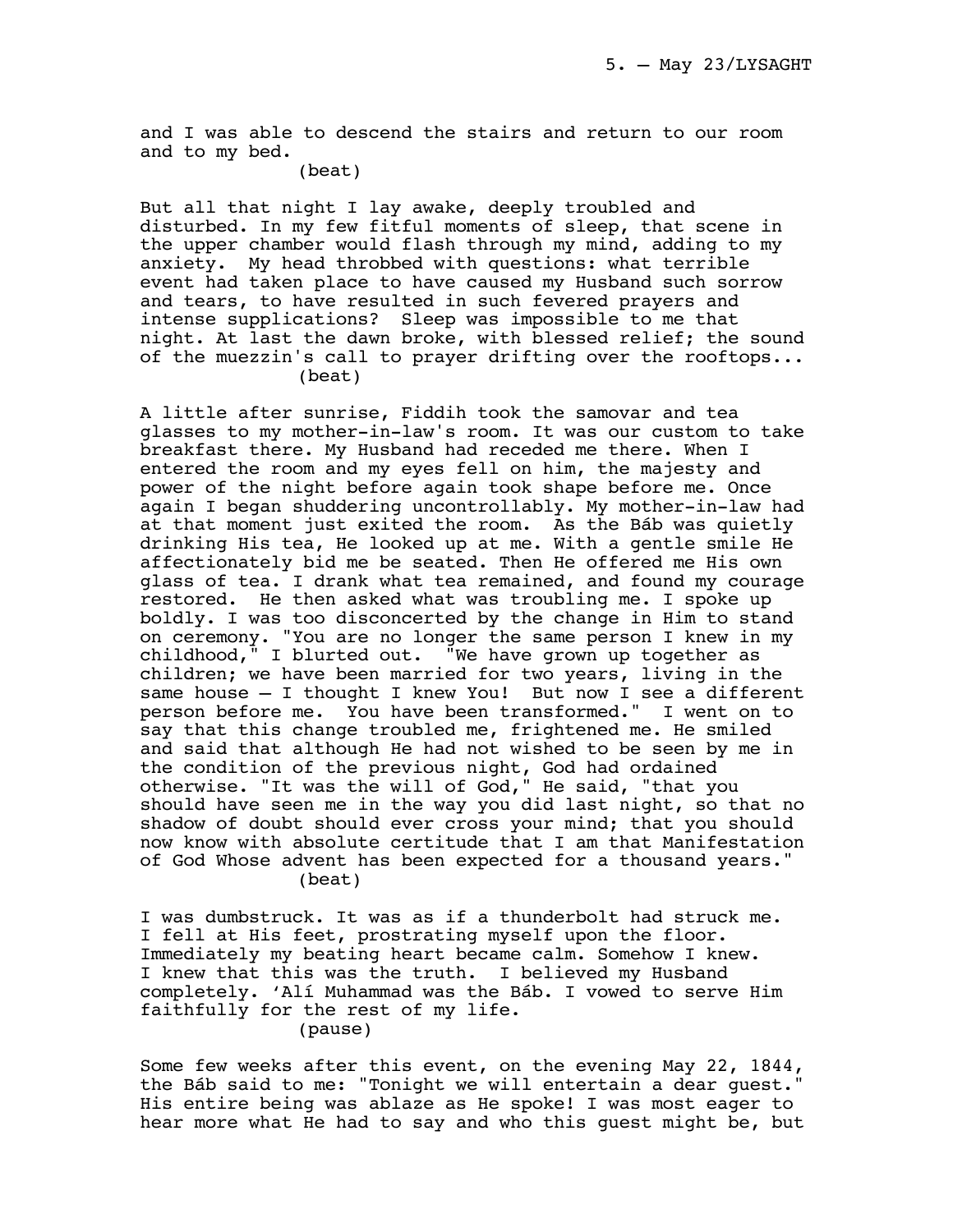and I was able to descend the stairs and return to our room and to my bed.

(beat)

But all that night I lay awake, deeply troubled and disturbed. In my few fitful moments of sleep, that scene in the upper chamber would flash through my mind, adding to my anxiety. My head throbbed with questions: what terrible event had taken place to have caused my Husband such sorrow and tears, to have resulted in such fevered prayers and intense supplications? Sleep was impossible to me that night. At last the dawn broke, with blessed relief; the sound of the muezzin's call to prayer drifting over the rooftops...

(beat)

A little after sunrise, Fiddih took the samovar and tea glasses to my mother-in-law's room. It was our custom to take breakfast there. My Husband had receded me there. When I entered the room and my eyes fell on him, the majesty and power of the night before again took shape before me. Once again I began shuddering uncontrollably. My mother-in-law had at that moment just exited the room. As the Báb was quietly drinking His tea, He looked up at me. With a gentle smile He affectionately bid me be seated. Then He offered me His own glass of tea. I drank what tea remained, and found my courage restored. He then asked what was troubling me. I spoke up boldly. I was too disconcerted by the change in Him to stand on ceremony. "You are no longer the same person I knew in my childhood," I blurted out. "We have grown up together as children; we have been married for two years, living in the same house – I thought I knew You! But now I see a different person before me. You have been transformed." I went on to say that this change troubled me, frightened me. He smiled and said that although He had not wished to be seen by me in the condition of the previous night, God had ordained otherwise. "It was the will of God," He said, "that you should have seen me in the way you did last night, so that no shadow of doubt should ever cross your mind; that you should now know with absolute certitude that I am that Manifestation of God Whose advent has been expected for a thousand years."

(beat)

I was dumbstruck. It was as if a thunderbolt had struck me. I fell at His feet, prostrating myself upon the floor. Immediately my beating heart became calm. Somehow I knew. I knew that this was the truth. I believed my Husband completely. 'Alí Muhammad was the Báb. I vowed to serve Him faithfully for the rest of my life.

(pause)

Some few weeks after this event, on the evening May 22, 1844, the Báb said to me: "Tonight we will entertain a dear guest." His entire being was ablaze as He spoke! I was most eager to hear more what He had to say and who this guest might be, but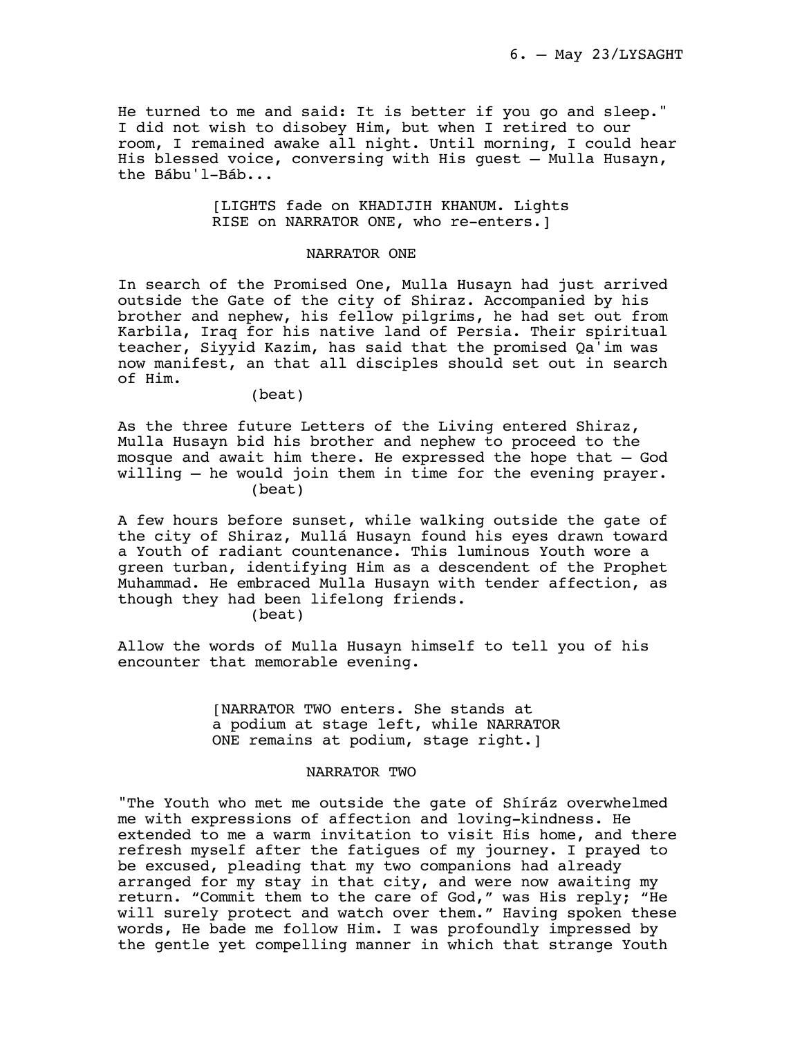He turned to me and said: It is better if you go and sleep." I did not wish to disobey Him, but when I retired to our room, I remained awake all night. Until morning, I could hear His blessed voice, conversing with His guest – Mulla Husayn, the Bábu'l-Báb...

[LIGHTS fade on KHADIJIH KHANUM. Lights RISE on NARRATOR ONE, who re-enters.]

NARRATOR ONE

In search of the Promised One, Mulla Husayn had just arrived outside the Gate of the city of Shiraz. Accompanied by his brother and nephew, his fellow pilgrims, he had set out from Karbila, Iraq for his native land of Persia. Their spiritual teacher, Siyyid Kazim, has said that the promised Qa'im was now manifest, an that all disciples should set out in search of Him.

(beat)

As the three future Letters of the Living entered Shiraz, Mulla Husayn bid his brother and nephew to proceed to the mosque and await him there. He expressed the hope that – God willing – he would join them in time for the evening prayer.

(beat)

A few hours before sunset, while walking outside the gate of the city of Shiraz, Mullá Husayn found his eyes drawn toward a Youth of radiant countenance. This luminous Youth wore a green turban, identifying Him as a descendent of the Prophet Muhammad. He embraced Mulla Husayn with tender affection, as though they had been lifelong friends.

(beat)

Allow the words of Mulla Husayn himself to tell you of his encounter that memorable evening.

[NARRATOR TWO enters. She stands at a podium at stage left, while NARRATOR ONE remains at podium, stage right.]

NARRATOR TWO

"The Youth who met me outside the gate of Shíráz overwhelmed me with expressions of affection and loving-kindness. He extended to me a warm invitation to visit His home, and there refresh myself after the fatigues of my journey. I prayed to be excused, pleading that my two companions had already arranged for my stay in that city, and were now awaiting my return. "Commit them to the care of God," was His reply; "He will surely protect and watch over them." Having spoken these words, He bade me follow Him. I was profoundly impressed by the gentle yet compelling manner in which that strange Youth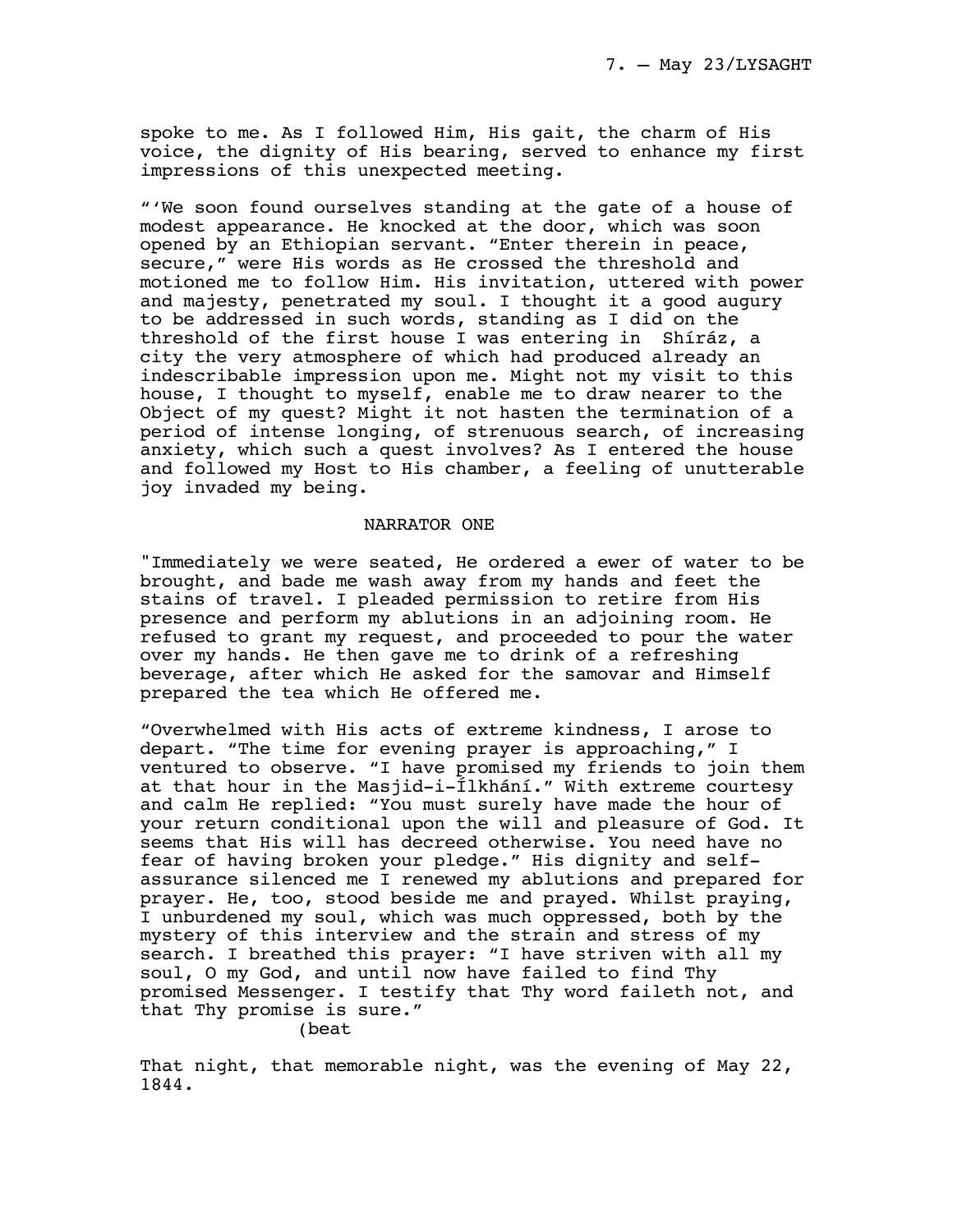spoke to me. As I followed Him, His gait, the charm of His voice, the dignity of His bearing, served to enhance my first impressions of this unexpected meeting.

"'We soon found ourselves standing at the gate of a house of modest appearance. He knocked at the door, which was soon opened by an Ethiopian servant. "Enter therein in peace, secure," were His words as He crossed the threshold and motioned me to follow Him. His invitation, uttered with power and majesty, penetrated my soul. I thought it a good augury to be addressed in such words, standing as I did on the threshold of the first house I was entering in  Shíráz, a city the very atmosphere of which had produced already an indescribable impression upon me. Might not my visit to this house, I thought to myself, enable me to draw nearer to the Object of my quest? Might it not hasten the termination of a period of intense longing, of strenuous search, of increasing anxiety, which such a quest involves? As I entered the house and followed my Host to His chamber, a feeling of unutterable joy invaded my being.

NARRATOR ONE

"Immediately we were seated, He ordered a ewer of water to be brought, and bade me wash away from my hands and feet the stains of travel. I pleaded permission to retire from His presence and perform my ablutions in an adjoining room. He refused to grant my request, and proceeded to pour the water over my hands. He then gave me to drink of a refreshing beverage, after which He asked for the samovar and Himself prepared the tea which He offered me.

"Overwhelmed with His acts of extreme kindness, I arose to depart. "The time for evening prayer is approaching," I ventured to observe. "I have promised my friends to join them at that hour in the Masjid-i-Ílkhání." With extreme courtesy and calm He replied: "You must surely have made the hour of your return conditional upon the will and pleasure of God. It seems that His will has decreed otherwise. You need have no fear of having broken your pledge." His dignity and self-assurance silenced me I renewed my ablutions and prepared for prayer. He, too, stood beside me and prayed. Whilst praying, I unburdened my soul, which was much oppressed, both by the mystery of this interview and the strain and stress of my search. I breathed this prayer: "I have striven with all my soul, O my God, and until now have failed to find Thy promised Messenger. I testify that Thy word faileth not, and that Thy promise is sure."

(beat

That night, that memorable night, was the evening of May 22, 1844.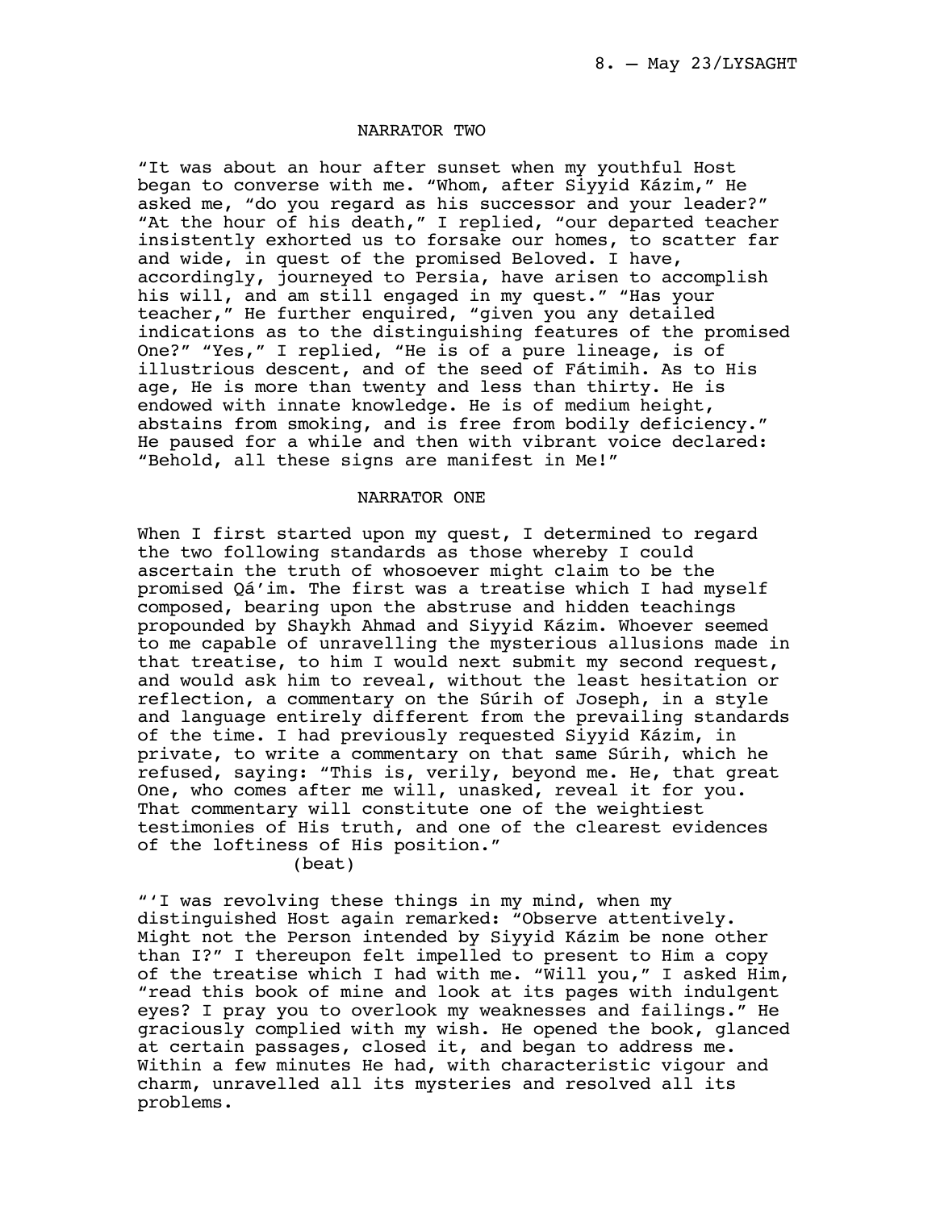NARRATOR TWO

"It was about an hour after sunset when my youthful Host began to converse with me. "Whom, after Siyyid Kázim," He asked me, "do you regard as his successor and your leader?" "At the hour of his death," I replied, "our departed teacher insistently exhorted us to forsake our homes, to scatter far and wide, in quest of the promised Beloved. I have, accordingly, journeyed to Persia, have arisen to accomplish his will, and am still engaged in my quest." "Has your teacher," He further enquired, "given you any detailed indications as to the distinguishing features of the promised One?" "Yes," I replied, "He is of a pure lineage, is of illustrious descent, and of the seed of Fátimih. As to His age, He is more than twenty and less than thirty. He is endowed with innate knowledge. He is of medium height, abstains from smoking, and is free from bodily deficiency." He paused for a while and then with vibrant voice declared: "Behold, all these signs are manifest in Me!"

NARRATOR ONE

When I first started upon my quest, I determined to regard the two following standards as those whereby I could ascertain the truth of whosoever might claim to be the promised Qá'im. The first was a treatise which I had myself composed, bearing upon the abstruse and hidden teachings propounded by Shaykh Ahmad and Siyyid Kázim. Whoever seemed to me capable of unravelling the mysterious allusions made in that treatise, to him I would next submit my second request, and would ask him to reveal, without the least hesitation or reflection, a commentary on the Súrih of Joseph, in a style and language entirely different from the prevailing standards of the time. I had previously requested Siyyid Kázim, in private, to write a commentary on that same Súrih, which he refused, saying: "This is, verily, beyond me. He, that great One, who comes after me will, unasked, reveal it for you. That commentary will constitute one of the weightiest testimonies of His truth, and one of the clearest evidences of the loftiness of His position."

(beat)

"'I was revolving these things in my mind, when my distinguished Host again remarked: "Observe attentively. Might not the Person intended by Siyyid Kázim be none other than I?" I thereupon felt impelled to present to Him a copy of the treatise which I had with me. "Will you," I asked Him, "read this book of mine and look at its pages with indulgent eyes? I pray you to overlook my weaknesses and failings." He graciously complied with my wish. He opened the book, glanced at certain passages, closed it, and began to address me. Within a few minutes He had, with characteristic vigour and charm, unravelled all its mysteries and resolved all its problems.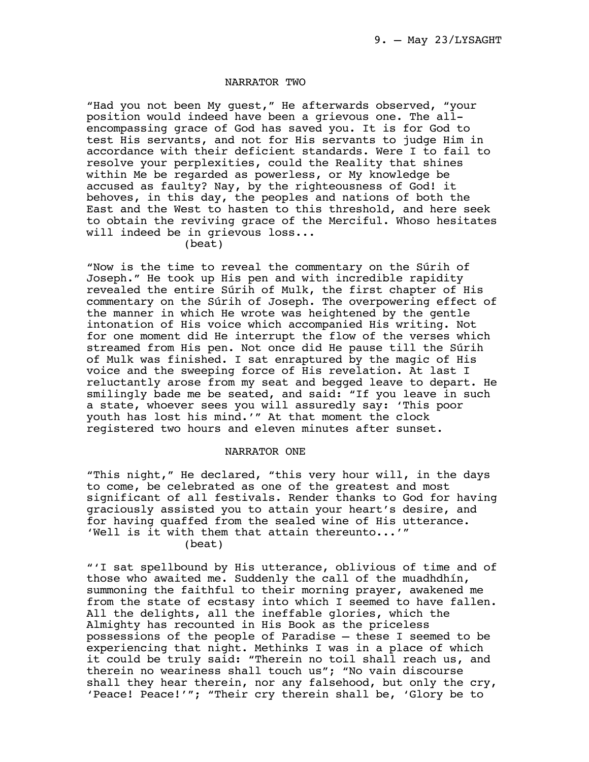NARRATOR TWO

“Had you not been My guest,” He afterwards observed, “your position would indeed have been a grievous one. The all-encompassing grace of God has saved you. It is for God to test His servants, and not for His servants to judge Him in accordance with their deficient standards. Were I to fail to resolve your perplexities, could the Reality that shines within Me be regarded as powerless, or My knowledge be accused as faulty? Nay, by the righteousness of God! it behoves, in this day, the peoples and nations of both the East and the West to hasten to this threshold, and here seek to obtain the reviving grace of the Merciful. Whoso hesitates will indeed be in grievous loss...

(beat)

“Now is the time to reveal the commentary on the Súrih of Joseph.” He took up His pen and with incredible rapidity revealed the entire Súrih of Mulk, the first chapter of His commentary on the Súrih of Joseph. The overpowering effect of the manner in which He wrote was heightened by the gentle intonation of His voice which accompanied His writing. Not for one moment did He interrupt the flow of the verses which streamed from His pen. Not once did He pause till the Súrih of Mulk was finished. I sat enraptured by the magic of His voice and the sweeping force of His revelation. At last I reluctantly arose from my seat and begged leave to depart. He smilingly bade me be seated, and said: “If you leave in such a state, whoever sees you will assuredly say: ‘This poor youth has lost his mind.’” At that moment the clock registered two hours and eleven minutes after sunset.

NARRATOR ONE

“This night,” He declared, “this very hour will, in the days to come, be celebrated as one of the greatest and most significant of all festivals. Render thanks to God for having graciously assisted you to attain your heart’s desire, and for having quaffed from the sealed wine of His utterance. ‘Well is it with them that attain thereunto...’”

(beat)

“‘I sat spellbound by His utterance, oblivious of time and of those who awaited me. Suddenly the call of the muadhdhín, summoning the faithful to their morning prayer, awakened me from the state of ecstasy into which I seemed to have fallen. All the delights, all the ineffable glories, which the Almighty has recounted in His Book as the priceless possessions of the people of Paradise – these I seemed to be experiencing that night. Methinks I was in a place of which it could be truly said: “Therein no toil shall reach us, and therein no weariness shall touch us”; “No vain discourse shall they hear therein, nor any falsehood, but only the cry, ‘Peace! Peace!’”; “Their cry therein shall be, ‘Glory be to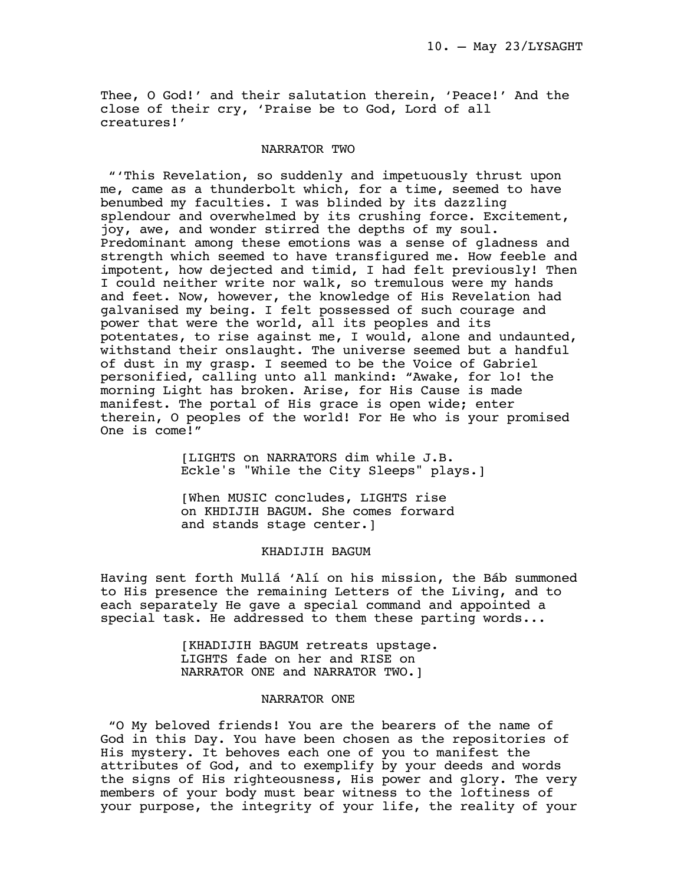Thee, O God!' and their salutation therein, 'Peace!' And the close of their cry, 'Praise be to God, Lord of all creatures!'

NARRATOR TWO

"'This Revelation, so suddenly and impetuously thrust upon me, came as a thunderbolt which, for a time, seemed to have benumbed my faculties. I was blinded by its dazzling splendour and overwhelmed by its crushing force. Excitement, joy, awe, and wonder stirred the depths of my soul. Predominant among these emotions was a sense of gladness and strength which seemed to have transfigured me. How feeble and impotent, how dejected and timid, I had felt previously! Then I could neither write nor walk, so tremulous were my hands and feet. Now, however, the knowledge of His Revelation had galvanised my being. I felt possessed of such courage and power that were the world, all its peoples and its potentates, to rise against me, I would, alone and undaunted, withstand their onslaught. The universe seemed but a handful of dust in my grasp. I seemed to be the Voice of Gabriel personified, calling unto all mankind: "Awake, for lo! the morning Light has broken. Arise, for His Cause is made manifest. The portal of His grace is open wide; enter therein, O peoples of the world! For He who is your promised One is come!"

[LIGHTS on NARRATORS dim while J.B. Eckle's "While the City Sleeps" plays.]

[When MUSIC concludes, LIGHTS rise on KHDIJIH BAGUM. She comes forward and stands stage center.]

KHADIJIH BAGUM

Having sent forth Mullá 'Alí on his mission, the Báb summoned to His presence the remaining Letters of the Living, and to each separately He gave a special command and appointed a special task. He addressed to them these parting words...

[KHADIJIH BAGUM retreats upstage. LIGHTS fade on her and RISE on NARRATOR ONE and NARRATOR TWO.]

NARRATOR ONE

"O My beloved friends! You are the bearers of the name of God in this Day. You have been chosen as the repositories of His mystery. It behoves each one of you to manifest the attributes of God, and to exemplify by your deeds and words the signs of His righteousness, His power and glory. The very members of your body must bear witness to the loftiness of your purpose, the integrity of your life, the reality of your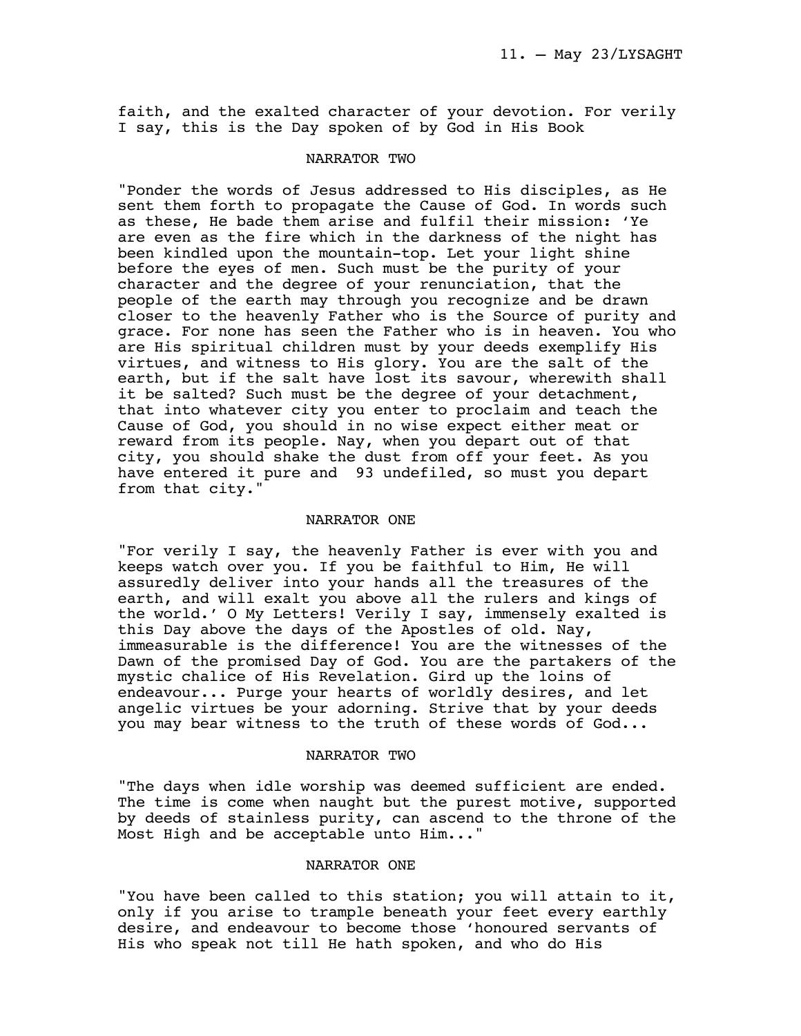faith, and the exalted character of your devotion. For verily I say, this is the Day spoken of by God in His Book

NARRATOR TWO

"Ponder the words of Jesus addressed to His disciples, as He sent them forth to propagate the Cause of God. In words such as these, He bade them arise and fulfil their mission: 'Ye are even as the fire which in the darkness of the night has been kindled upon the mountain-top. Let your light shine before the eyes of men. Such must be the purity of your character and the degree of your renunciation, that the people of the earth may through you recognize and be drawn closer to the heavenly Father who is the Source of purity and grace. For none has seen the Father who is in heaven. You who are His spiritual children must by your deeds exemplify His virtues, and witness to His glory. You are the salt of the earth, but if the salt have lost its savour, wherewith shall it be salted? Such must be the degree of your detachment, that into whatever city you enter to proclaim and teach the Cause of God, you should in no wise expect either meat or reward from its people. Nay, when you depart out of that city, you should shake the dust from off your feet. As you have entered it pure and 93 undefiled, so must you depart from that city."

NARRATOR ONE

"For verily I say, the heavenly Father is ever with you and keeps watch over you. If you be faithful to Him, He will assuredly deliver into your hands all the treasures of the earth, and will exalt you above all the rulers and kings of the world.' O My Letters! Verily I say, immensely exalted is this Day above the days of the Apostles of old. Nay, immeasurable is the difference! You are the witnesses of the Dawn of the promised Day of God. You are the partakers of the mystic chalice of His Revelation. Gird up the loins of endeavour... Purge your hearts of worldly desires, and let angelic virtues be your adorning. Strive that by your deeds you may bear witness to the truth of these words of God...

NARRATOR TWO

"The days when idle worship was deemed sufficient are ended. The time is come when naught but the purest motive, supported by deeds of stainless purity, can ascend to the throne of the Most High and be acceptable unto Him..."

NARRATOR ONE

"You have been called to this station; you will attain to it, only if you arise to trample beneath your feet every earthly desire, and endeavour to become those 'honoured servants of His who speak not till He hath spoken, and who do His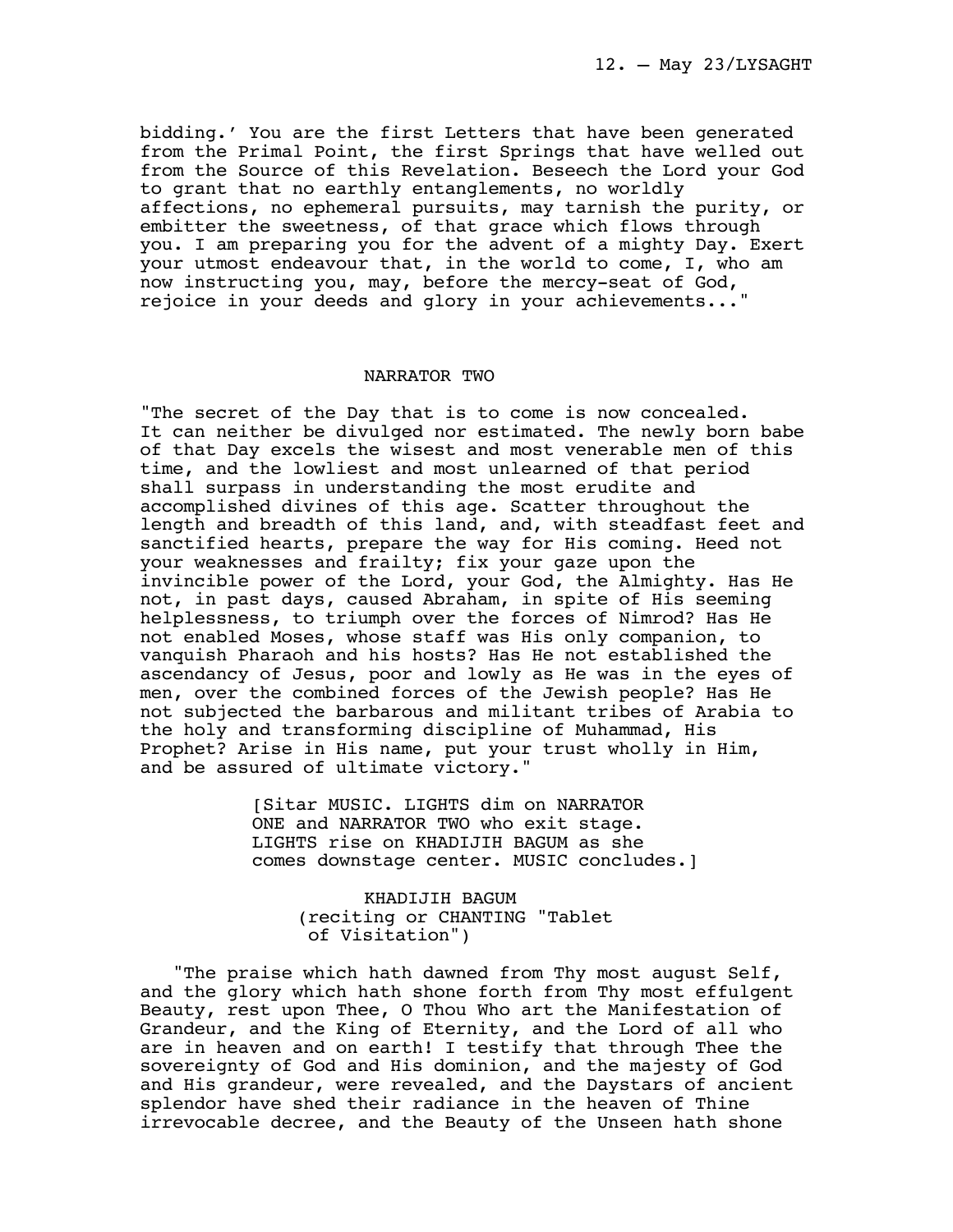bidding.' You are the first Letters that have been generated from the Primal Point, the first Springs that have welled out from the Source of this Revelation. Beseech the Lord your God to grant that no earthly entanglements, no worldly affections, no ephemeral pursuits, may tarnish the purity, or embitter the sweetness, of that grace which flows through you. I am preparing you for the advent of a mighty Day. Exert your utmost endeavour that, in the world to come, I, who am now instructing you, may, before the mercy-seat of God, rejoice in your deeds and glory in your achievements..."

NARRATOR TWO

"The secret of the Day that is to come is now concealed. It can neither be divulged nor estimated. The newly born babe of that Day excels the wisest and most venerable men of this time, and the lowliest and most unlearned of that period shall surpass in understanding the most erudite and accomplished divines of this age. Scatter throughout the length and breadth of this land, and, with steadfast feet and sanctified hearts, prepare the way for His coming. Heed not your weaknesses and frailty; fix your gaze upon the invincible power of the Lord, your God, the Almighty. Has He not, in past days, caused Abraham, in spite of His seeming helplessness, to triumph over the forces of Nimrod? Has He not enabled Moses, whose staff was His only companion, to vanquish Pharaoh and his hosts? Has He not established the ascendancy of Jesus, poor and lowly as He was in the eyes of men, over the combined forces of the Jewish people? Has He not subjected the barbarous and militant tribes of Arabia to the holy and transforming discipline of Muhammad, His Prophet? Arise in His name, put your trust wholly in Him, and be assured of ultimate victory."

[Sitar MUSIC. LIGHTS dim on NARRATOR ONE and NARRATOR TWO who exit stage. LIGHTS rise on KHADIJIH BAGUM as she comes downstage center. MUSIC concludes.]

KHADIJIH BAGUM
(reciting or CHANTING "Tablet of Visitation")

"The praise which hath dawned from Thy most august Self, and the glory which hath shone forth from Thy most effulgent Beauty, rest upon Thee, O Thou Who art the Manifestation of Grandeur, and the King of Eternity, and the Lord of all who are in heaven and on earth! I testify that through Thee the sovereignty of God and His dominion, and the majesty of God and His grandeur, were revealed, and the Daystars of ancient splendor have shed their radiance in the heaven of Thine irrevocable decree, and the Beauty of the Unseen hath shone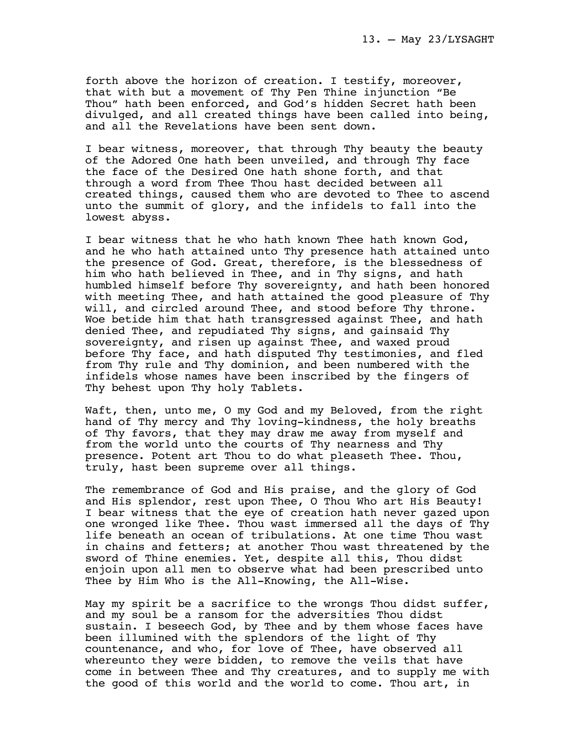forth above the horizon of creation. I testify, moreover, that with but a movement of Thy Pen Thine injunction “Be Thou” hath been enforced, and God’s hidden Secret hath been divulged, and all created things have been called into being, and all the Revelations have been sent down.

I bear witness, moreover, that through Thy beauty the beauty of the Adored One hath been unveiled, and through Thy face the face of the Desired One hath shone forth, and that through a word from Thee Thou hast decided between all created things, caused them who are devoted to Thee to ascend unto the summit of glory, and the infidels to fall into the lowest abyss.

I bear witness that he who hath known Thee hath known God, and he who hath attained unto Thy presence hath attained unto the presence of God. Great, therefore, is the blessedness of him who hath believed in Thee, and in Thy signs, and hath humbled himself before Thy sovereignty, and hath been honored with meeting Thee, and hath attained the good pleasure of Thy will, and circled around Thee, and stood before Thy throne. Woe betide him that hath transgressed against Thee, and hath denied Thee, and repudiated Thy signs, and gainsaid Thy sovereignty, and risen up against Thee, and waxed proud before Thy face, and hath disputed Thy testimonies, and fled from Thy rule and Thy dominion, and been numbered with the infidels whose names have been inscribed by the fingers of Thy behest upon Thy holy Tablets.

Waft, then, unto me, O my God and my Beloved, from the right hand of Thy mercy and Thy loving-kindness, the holy breaths of Thy favors, that they may draw me away from myself and from the world unto the courts of Thy nearness and Thy presence. Potent art Thou to do what pleaseth Thee. Thou, truly, hast been supreme over all things.

The remembrance of God and His praise, and the glory of God and His splendor, rest upon Thee, O Thou Who art His Beauty! I bear witness that the eye of creation hath never gazed upon one wronged like Thee. Thou wast immersed all the days of Thy life beneath an ocean of tribulations. At one time Thou wast in chains and fetters; at another Thou wast threatened by the sword of Thine enemies. Yet, despite all this, Thou didst enjoin upon all men to observe what had been prescribed unto Thee by Him Who is the All-Knowing, the All-Wise.

May my spirit be a sacrifice to the wrongs Thou didst suffer, and my soul be a ransom for the adversities Thou didst sustain. I beseech God, by Thee and by them whose faces have been illumined with the splendors of the light of Thy countenance, and who, for love of Thee, have observed all whereunto they were bidden, to remove the veils that have come in between Thee and Thy creatures, and to supply me with the good of this world and the world to come. Thou art, in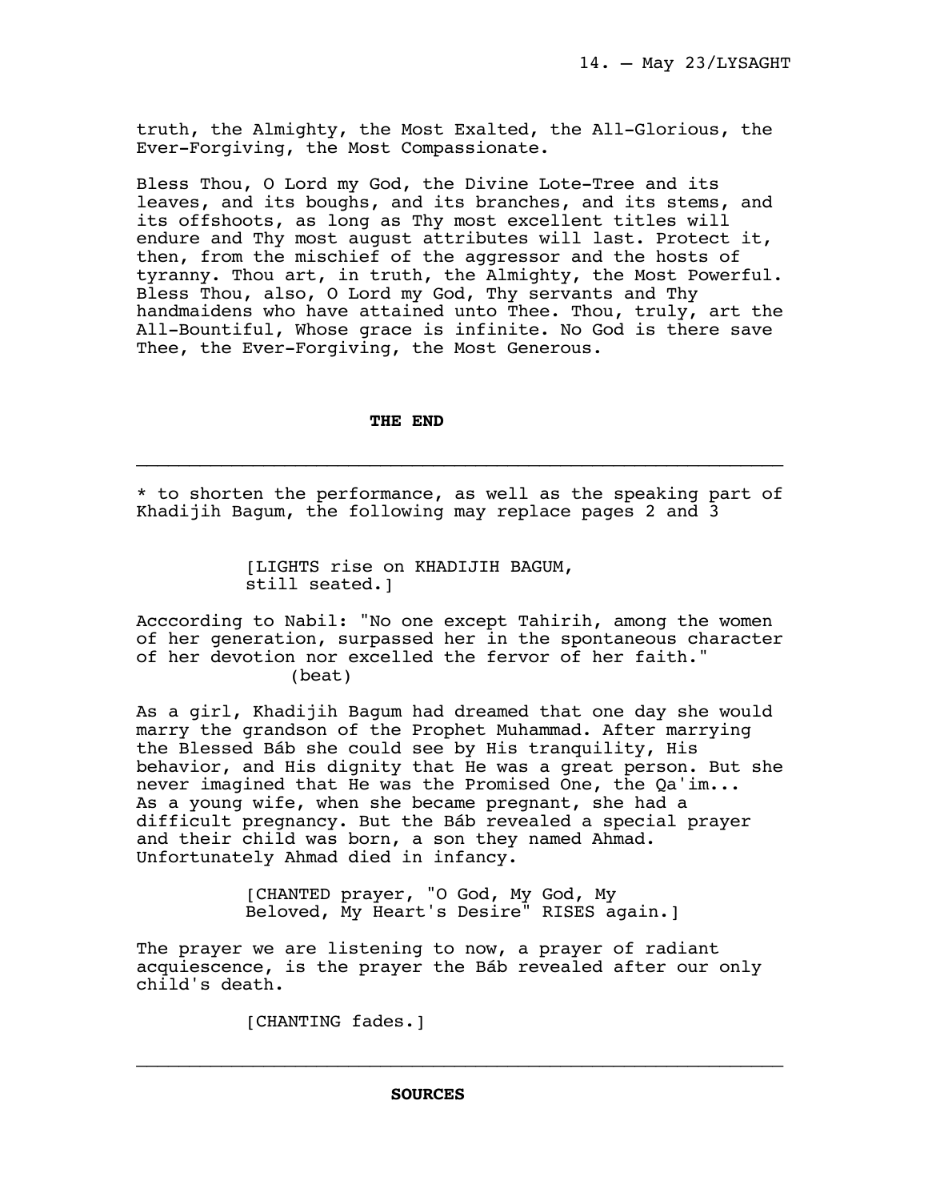truth, the Almighty, the Most Exalted, the All-Glorious, the Ever-Forgiving, the Most Compassionate.

Bless Thou, O Lord my God, the Divine Lote-Tree and its leaves, and its boughs, and its branches, and its stems, and its offshoots, as long as Thy most excellent titles will endure and Thy most august attributes will last. Protect it, then, from the mischief of the aggressor and the hosts of tyranny. Thou art, in truth, the Almighty, the Most Powerful. Bless Thou, also, O Lord my God, Thy servants and Thy handmaidens who have attained unto Thee. Thou, truly, art the All-Bountiful, Whose grace is infinite. No God is there save Thee, the Ever-Forgiving, the Most Generous.

**THE END**

---

* to shorten the performance, as well as the speaking part of Khadijih Bagum, the following may replace pages 2 and 3

[LIGHTS rise on KHADIJIH BAGUM, still seated.]

Acccording to Nabil: "No one except Tahirih, among the women of her generation, surpassed her in the spontaneous character of her devotion nor excelled the fervor of her faith."

(beat)

As a girl, Khadijih Bagum had dreamed that one day she would marry the grandson of the Prophet Muhammad. After marrying the Blessed Báb she could see by His tranquility, His behavior, and His dignity that He was a great person. But she never imagined that He was the Promised One, the Qa'im... As a young wife, when she became pregnant, she had a difficult pregnancy. But the Báb revealed a special prayer and their child was born, a son they named Ahmad. Unfortunately Ahmad died in infancy.

[CHANTED prayer, "O God, My God, My Beloved, My Heart's Desire" RISES again.]

The prayer we are listening to now, a prayer of radiant acquiescence, is the prayer the Báb revealed after our only child's death.

[CHANTING fades.]

---

**SOURCES**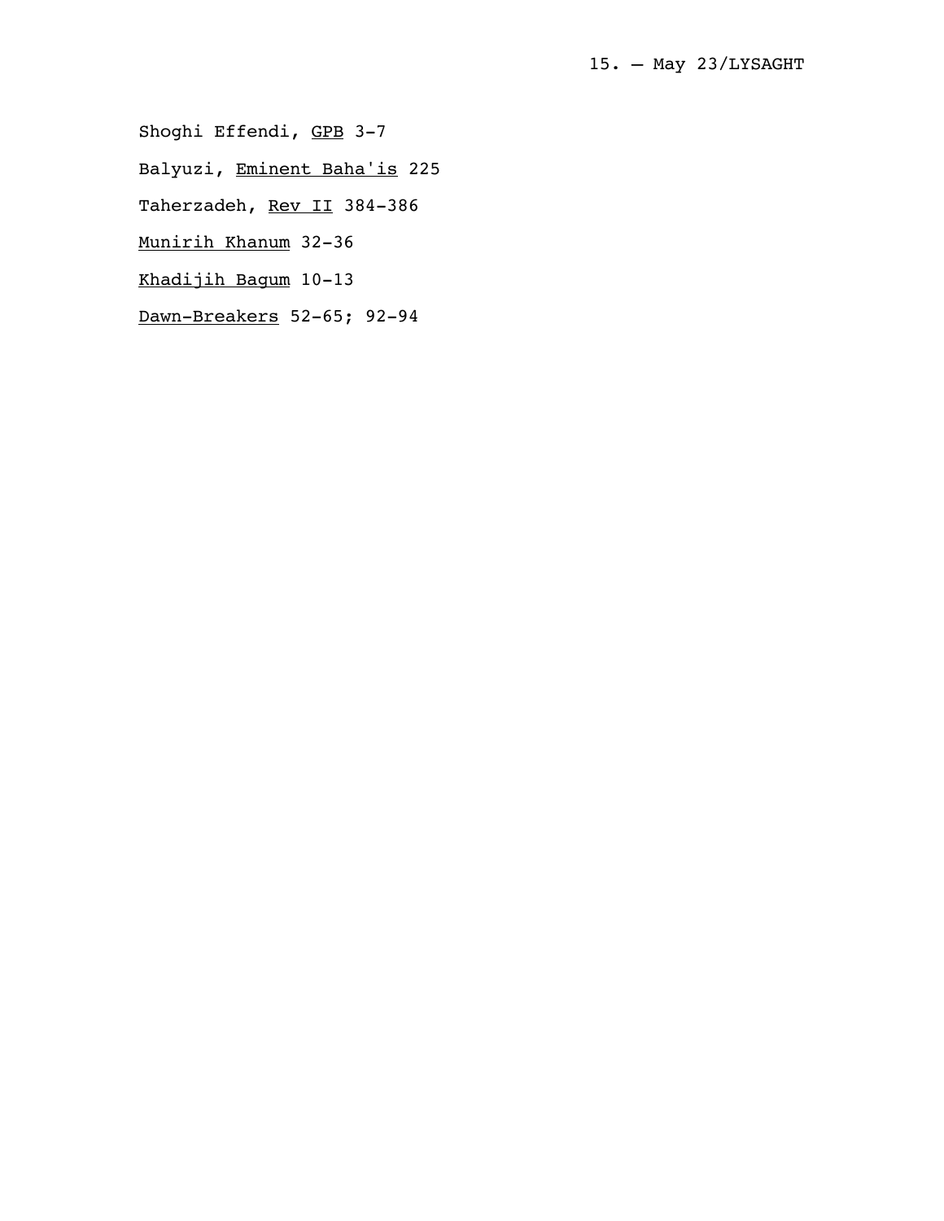Shoghi Effendi, *GPB* 3-7

Balyuzi, *Eminent Baha'is* 225

Taherzadeh, *Rev II* 384-386

*Munirih Khanum* 32-36

*Khadijih Bagum* 10-13

*Dawn-Breakers* 52-65; 92-94